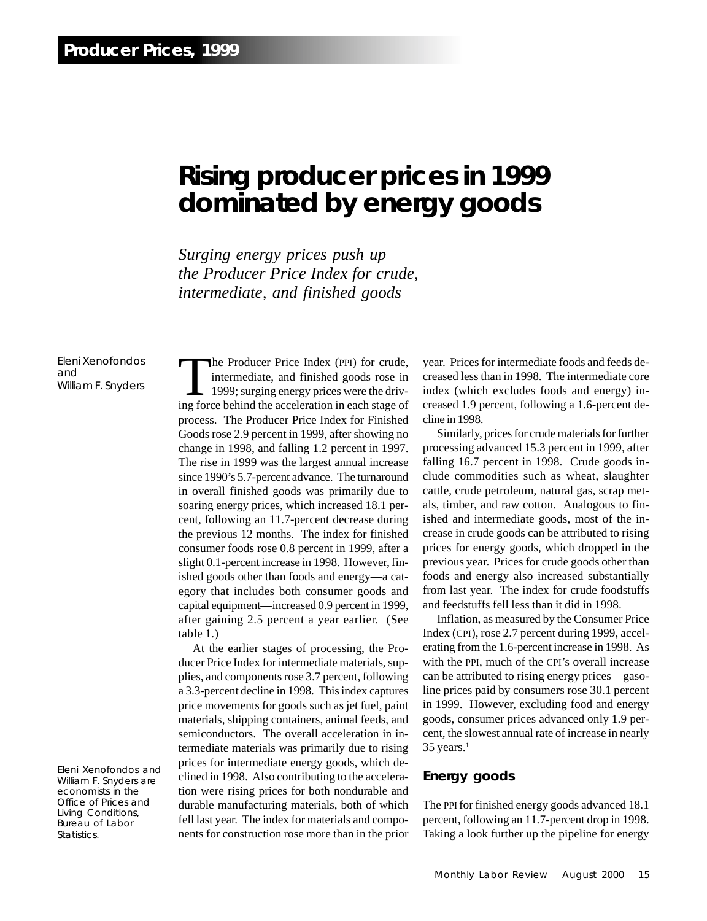Producer Prices, 1999

# Rising producer prices in 1999 dominated by energy goods

*Surging energy prices push up the Producer Price Index for crude, intermediate, and finished goods*

*Eleni Xenofondos and William F. Snyders*

*Eleni Xenofondos and William F. Snyders are economists in the Office of Prices and Living Conditions, Bureau of Labor Statistics.*

The Producer Price Index (PPI) for crude, intermediate, and finished goods rose in 1999; surging energy prices were the driving force behind the acceleration in each stage of process. The Producer Price Index for Finished Goods rose 2.9 percent in 1999, after showing no change in 1998, and falling 1.2 percent in 1997. The rise in 1999 was the largest annual increase since 1990's 5.7-percent advance. The turnaround in overall finished goods was primarily due to soaring energy prices, which increased 18.1 percent, following an 11.7-percent decrease during the previous 12 months. The index for finished consumer foods rose 0.8 percent in 1999, after a slight 0.1-percent increase in 1998. However, finished goods other than foods and energy—a category that includes both consumer goods and capital equipment—increased 0.9 percent in 1999, after gaining 2.5 percent a year earlier. (See table 1.)

At the earlier stages of processing, the Producer Price Index for intermediate materials, supplies, and components rose 3.7 percent, following a 3.3-percent decline in 1998. This index captures price movements for goods such as jet fuel, paint materials, shipping containers, animal feeds, and semiconductors. The overall acceleration in intermediate materials was primarily due to rising prices for intermediate energy goods, which declined in 1998. Also contributing to the acceleration were rising prices for both nondurable and durable manufacturing materials, both of which fell last year. The index for materials and components for construction rose more than in the prior year. Prices for intermediate foods and feeds decreased less than in 1998. The intermediate core index (which excludes foods and energy) increased 1.9 percent, following a 1.6-percent decline in 1998.

Similarly, prices for crude materials for further processing advanced 15.3 percent in 1999, after falling 16.7 percent in 1998. Crude goods include commodities such as wheat, slaughter cattle, crude petroleum, natural gas, scrap metals, timber, and raw cotton. Analogous to finished and intermediate goods, most of the increase in crude goods can be attributed to rising prices for energy goods, which dropped in the previous year. Prices for crude goods other than foods and energy also increased substantially from last year. The index for crude foodstuffs and feedstuffs fell less than it did in 1998.

Inflation, as measured by the Consumer Price Index (CPI), rose 2.7 percent during 1999, accelerating from the 1.6-percent increase in 1998. As with the PPI, much of the CPI's overall increase can be attributed to rising energy prices—gasoline prices paid by consumers rose 30.1 percent in 1999. However, excluding food and energy goods, consumer prices advanced only 1.9 percent, the slowest annual rate of increase in nearly 35 years.[1]

## Energy goods

The PPI for finished energy goods advanced 18.1 percent, following an 11.7-percent drop in 1998. Taking a look further up the pipeline for energy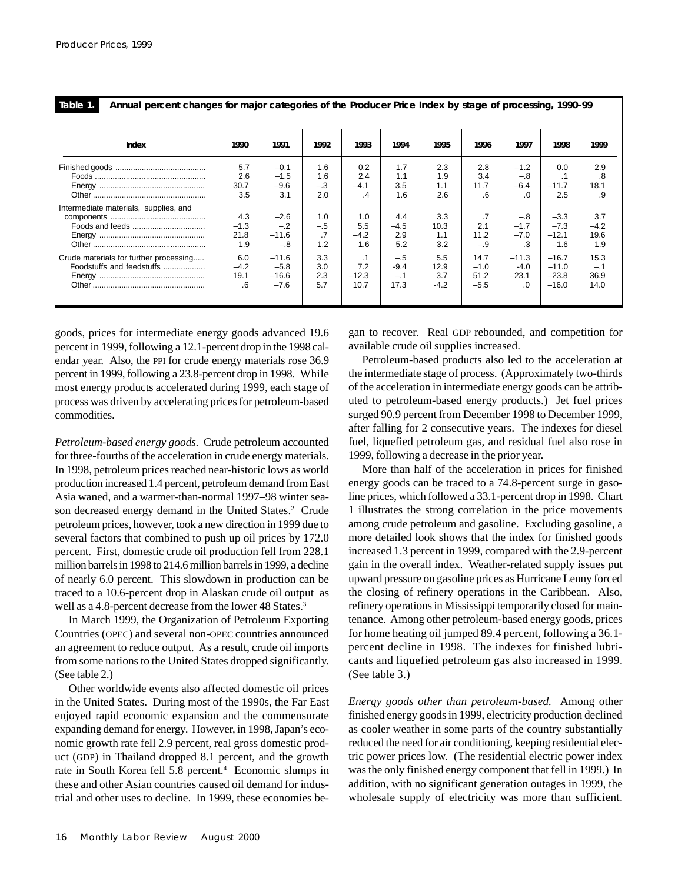**Table 1. Annual percent changes for major categories of the Producer Price Index by stage of processing, 1990–99**

| Index | 1990 | 1991 | 1992 | 1993 | 1994 | 1995 | 1996 | 1997 | 1998 | 1999 |
|---|---|---|---|---|---|---|---|---|---|---|
| Finished goods | 5.7 | –0.1 | 1.6 | 0.2 | 1.7 | 2.3 | 2.8 | –1.2 | 0.0 | 2.9 |
| Foods | 2.6 | –1.5 | 1.6 | 2.4 | 1.1 | 1.9 | 3.4 | –.8 | .1 | .8 |
| Energy | 30.7 | –9.6 | –.3 | –4.1 | 3.5 | 1.1 | 11.7 | –6.4 | –11.7 | 18.1 |
| Other | 3.5 | 3.1 | 2.0 | .4 | 1.6 | 2.6 | .6 | .0 | 2.5 | .9 |
| Intermediate materials, supplies, and components | 4.3 | –2.6 | 1.0 | 1.0 | 4.4 | 3.3 | .7 | –.8 | –3.3 | 3.7 |
| Foods and feeds | –1.3 | –.2 | –.5 | 5.5 | –4.5 | 10.3 | 2.1 | –1.7 | –7.3 | –4.2 |
| Energy | 21.8 | –11.6 | .7 | –4.2 | 2.9 | 1.1 | 11.2 | –7.0 | –12.1 | 19.6 |
| Other | 1.9 | –.8 | 1.2 | 1.6 | 5.2 | 3.2 | –.9 | .3 | –1.6 | 1.9 |
| Crude materials for further processing | 6.0 | –11.6 | 3.3 | .1 | –.5 | 5.5 | 14.7 | –11.3 | –16.7 | 15.3 |
| Foodstuffs and feedstuffs | –4.2 | –5.8 | 3.0 | 7.2 | -9.4 | 12.9 | –1.0 | -4.0 | –11.0 | –.1 |
| Energy | 19.1 | –16.6 | 2.3 | –12.3 | –.1 | 3.7 | 51.2 | –23.1 | –23.8 | 36.9 |
| Other | .6 | –7.6 | 5.7 | 10.7 | 17.3 | -4.2 | –5.5 | .0 | –16.0 | 14.0 |

goods, prices for intermediate energy goods advanced 19.6 percent in 1999, following a 12.1-percent drop in the 1998 calendar year. Also, the PPI for crude energy materials rose 36.9 percent in 1999, following a 23.8-percent drop in 1998. While most energy products accelerated during 1999, each stage of process was driven by accelerating prices for petroleum-based commodities.

*Petroleum-based energy goods.* Crude petroleum accounted for three-fourths of the acceleration in crude energy materials. In 1998, petroleum prices reached near-historic lows as world production increased 1.4 percent, petroleum demand from East Asia waned, and a warmer-than-normal 1997–98 winter season decreased energy demand in the United States.[2] Crude petroleum prices, however, took a new direction in 1999 due to several factors that combined to push up oil prices by 172.0 percent. First, domestic crude oil production fell from 228.1 million barrels in 1998 to 214.6 million barrels in 1999, a decline of nearly 6.0 percent. This slowdown in production can be traced to a 10.6-percent drop in Alaskan crude oil output as well as a 4.8-percent decrease from the lower 48 States.[3]

In March 1999, the Organization of Petroleum Exporting Countries (OPEC) and several non-OPEC countries announced an agreement to reduce output. As a result, crude oil imports from some nations to the United States dropped significantly. (See table 2.)

Other worldwide events also affected domestic oil prices in the United States. During most of the 1990s, the Far East enjoyed rapid economic expansion and the commensurate expanding demand for energy. However, in 1998, Japan's economic growth rate fell 2.9 percent, real gross domestic product (GDP) in Thailand dropped 8.1 percent, and the growth rate in South Korea fell 5.8 percent.[4] Economic slumps in these and other Asian countries caused oil demand for industrial and other uses to decline. In 1999, these economies began to recover. Real GDP rebounded, and competition for available crude oil supplies increased.

Petroleum-based products also led to the acceleration at the intermediate stage of process. (Approximately two-thirds of the acceleration in intermediate energy goods can be attributed to petroleum-based energy products.) Jet fuel prices surged 90.9 percent from December 1998 to December 1999, after falling for 2 consecutive years. The indexes for diesel fuel, liquefied petroleum gas, and residual fuel also rose in 1999, following a decrease in the prior year.

More than half of the acceleration in prices for finished energy goods can be traced to a 74.8-percent surge in gasoline prices, which followed a 33.1-percent drop in 1998. Chart 1 illustrates the strong correlation in the price movements among crude petroleum and gasoline. Excluding gasoline, a more detailed look shows that the index for finished goods increased 1.3 percent in 1999, compared with the 2.9-percent gain in the overall index. Weather-related supply issues put upward pressure on gasoline prices as Hurricane Lenny forced the closing of refinery operations in the Caribbean. Also, refinery operations in Mississippi temporarily closed for maintenance. Among other petroleum-based energy goods, prices for home heating oil jumped 89.4 percent, following a 36.1-percent decline in 1998. The indexes for finished lubricants and liquefied petroleum gas also increased in 1999. (See table 3.)

*Energy goods other than petroleum-based.* Among other finished energy goods in 1999, electricity production declined as cooler weather in some parts of the country substantially reduced the need for air conditioning, keeping residential electric power prices low. (The residential electric power index was the only finished energy component that fell in 1999.) In addition, with no significant generation outages in 1999, the wholesale supply of electricity was more than sufficient.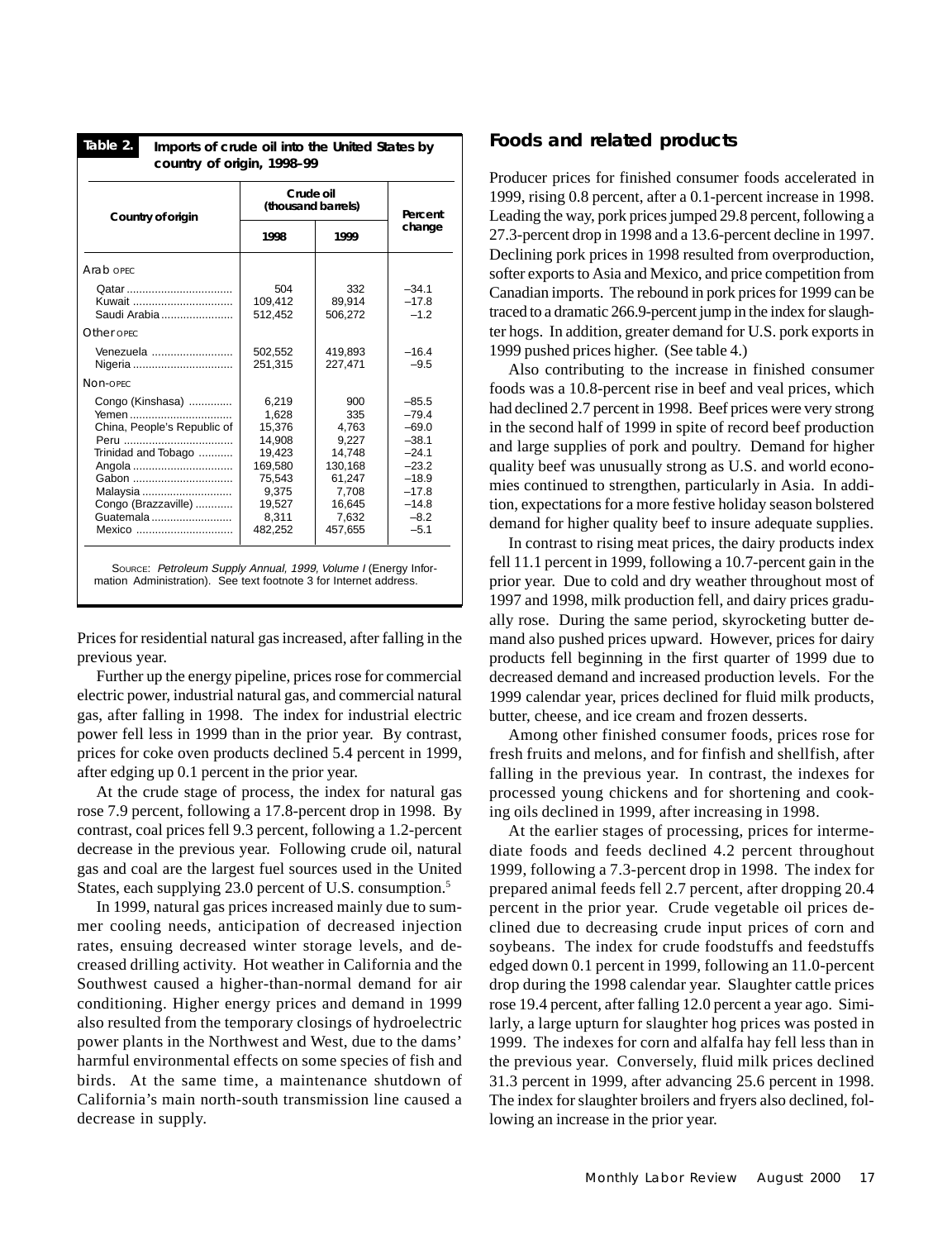**Table 2. Imports of crude oil into the United States by country of origin, 1998–99**

| Country of origin | Crude oil (thousand barrels) | | Percent change |
|---|---|---|---|
| | 1998 | 1999 | |
| **Arab OPEC** | | | |
| Qatar | 504 | 332 | –34.1 |
| Kuwait | 109,412 | 89,914 | –17.8 |
| Saudi Arabia | 512,452 | 506,272 | –1.2 |
| **Other OPEC** | | | |
| Venezuela | 502,552 | 419,893 | –16.4 |
| Nigeria | 251,315 | 227,471 | –9.5 |
| **Non-OPEC** | | | |
| Congo (Kinshasa) | 6,219 | 900 | –85.5 |
| Yemen | 1,628 | 335 | –79.4 |
| China, People's Republic of | 15,376 | 4,763 | –69.0 |
| Peru | 14,908 | 9,227 | –38.1 |
| Trinidad and Tobago | 19,423 | 14,748 | –24.1 |
| Angola | 169,580 | 130,168 | –23.2 |
| Gabon | 75,543 | 61,247 | –18.9 |
| Malaysia | 9,375 | 7,708 | –17.8 |
| Congo (Brazzaville) | 19,527 | 16,645 | –14.8 |
| Guatemala | 8,311 | 7,632 | –8.2 |
| Mexico | 482,252 | 457,655 | –5.1 |

SOURCE: *Petroleum Supply Annual, 1999, Volume I* (Energy Information Administration). See text footnote 3 for Internet address.

Prices for residential natural gas increased, after falling in the previous year.

Further up the energy pipeline, prices rose for commercial electric power, industrial natural gas, and commercial natural gas, after falling in 1998. The index for industrial electric power fell less in 1999 than in the prior year. By contrast, prices for coke oven products declined 5.4 percent in 1999, after edging up 0.1 percent in the prior year.

At the crude stage of process, the index for natural gas rose 7.9 percent, following a 17.8-percent drop in 1998. By contrast, coal prices fell 9.3 percent, following a 1.2-percent decrease in the previous year. Following crude oil, natural gas and coal are the largest fuel sources used in the United States, each supplying 23.0 percent of U.S. consumption.[5]

In 1999, natural gas prices increased mainly due to summer cooling needs, anticipation of decreased injection rates, ensuing decreased winter storage levels, and decreased drilling activity. Hot weather in California and the Southwest caused a higher-than-normal demand for air conditioning. Higher energy prices and demand in 1999 also resulted from the temporary closings of hydroelectric power plants in the Northwest and West, due to the dams' harmful environmental effects on some species of fish and birds. At the same time, a maintenance shutdown of California's main north-south transmission line caused a decrease in supply.

## Foods and related products

Producer prices for finished consumer foods accelerated in 1999, rising 0.8 percent, after a 0.1-percent increase in 1998. Leading the way, pork prices jumped 29.8 percent, following a 27.3-percent drop in 1998 and a 13.6-percent decline in 1997. Declining pork prices in 1998 resulted from overproduction, softer exports to Asia and Mexico, and price competition from Canadian imports. The rebound in pork prices for 1999 can be traced to a dramatic 266.9-percent jump in the index for slaughter hogs. In addition, greater demand for U.S. pork exports in 1999 pushed prices higher. (See table 4.)

Also contributing to the increase in finished consumer foods was a 10.8-percent rise in beef and veal prices, which had declined 2.7 percent in 1998. Beef prices were very strong in the second half of 1999 in spite of record beef production and large supplies of pork and poultry. Demand for higher quality beef was unusually strong as U.S. and world economies continued to strengthen, particularly in Asia. In addition, expectations for a more festive holiday season bolstered demand for higher quality beef to insure adequate supplies.

In contrast to rising meat prices, the dairy products index fell 11.1 percent in 1999, following a 10.7-percent gain in the prior year. Due to cold and dry weather throughout most of 1997 and 1998, milk production fell, and dairy prices gradually rose. During the same period, skyrocketing butter demand also pushed prices upward. However, prices for dairy products fell beginning in the first quarter of 1999 due to decreased demand and increased production levels. For the 1999 calendar year, prices declined for fluid milk products, butter, cheese, and ice cream and frozen desserts.

Among other finished consumer foods, prices rose for fresh fruits and melons, and for finfish and shellfish, after falling in the previous year. In contrast, the indexes for processed young chickens and for shortening and cooking oils declined in 1999, after increasing in 1998.

At the earlier stages of processing, prices for intermediate foods and feeds declined 4.2 percent throughout 1999, following a 7.3-percent drop in 1998. The index for prepared animal feeds fell 2.7 percent, after dropping 20.4 percent in the prior year. Crude vegetable oil prices declined due to decreasing crude input prices of corn and soybeans. The index for crude foodstuffs and feedstuffs edged down 0.1 percent in 1999, following an 11.0-percent drop during the 1998 calendar year. Slaughter cattle prices rose 19.4 percent, after falling 12.0 percent a year ago. Similarly, a large upturn for slaughter hog prices was posted in 1999. The indexes for corn and alfalfa hay fell less than in the previous year. Conversely, fluid milk prices declined 31.3 percent in 1999, after advancing 25.6 percent in 1998. The index for slaughter broilers and fryers also declined, following an increase in the prior year.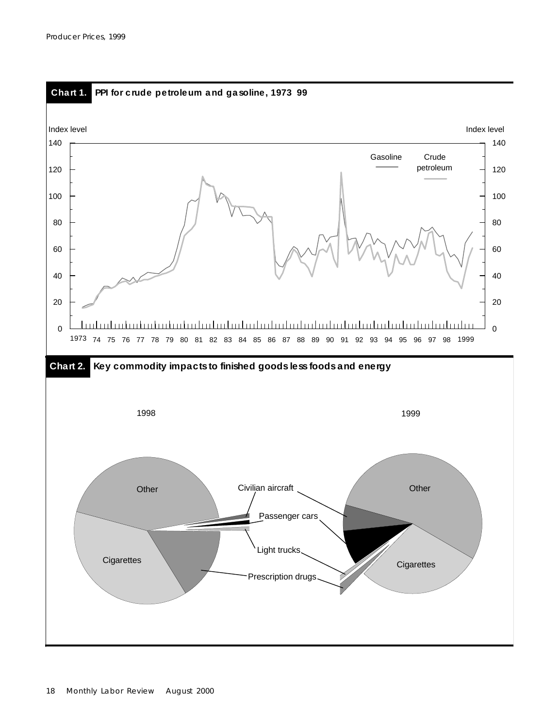**Chart 1. PPI for crude petroleum and gasoline, 1973–99**

**Chart 2. Key commodity impacts to finished goods less foods and energy**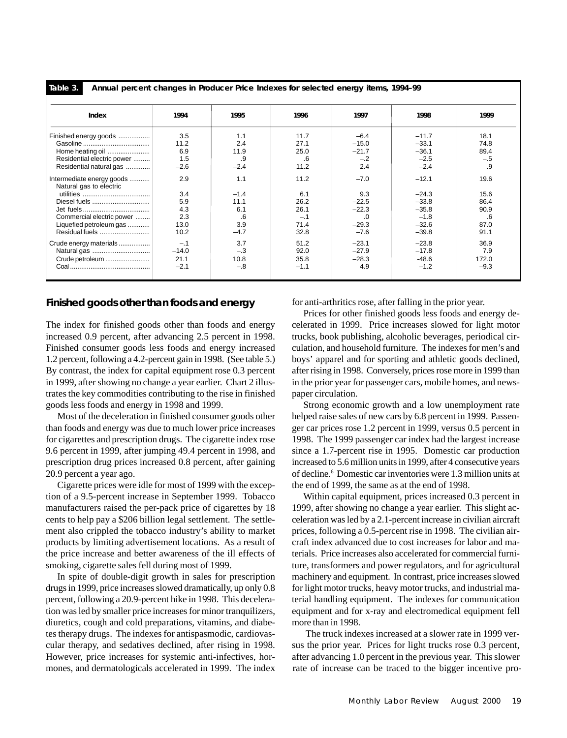**Table 3. Annual percent changes in Producer Price Indexes for selected energy items, 1994–99**

| Index | 1994 | 1995 | 1996 | 1997 | 1998 | 1999 |
|---|---|---|---|---|---|---|
| Finished energy goods | 3.5 | 1.1 | 11.7 | –6.4 | –11.7 | 18.1 |
| Gasoline | 11.2 | 2.4 | 27.1 | –15.0 | –33.1 | 74.8 |
| Home heating oil | 6.9 | 11.9 | 25.0 | –21.7 | –36.1 | 89.4 |
| Residential electric power | 1.5 | .9 | .6 | –.2 | –2.5 | –.5 |
| Residential natural gas | –2.6 | –2.4 | 11.2 | 2.4 | –2.4 | .9 |
| Intermediate energy goods | 2.9 | 1.1 | 11.2 | –7.0 | –12.1 | 19.6 |
| Natural gas to electric utilities | 3.4 | –1.4 | 6.1 | 9.3 | –24.3 | 15.6 |
| Diesel fuels | 5.9 | 11.1 | 26.2 | –22.5 | –33.8 | 86.4 |
| Jet fuels | 4.3 | 6.1 | 26.1 | –22.3 | –35.8 | 90.9 |
| Commercial electric power | 2.3 | .6 | –.1 | .0 | –1.8 | .6 |
| Liquefied petroleum gas | 13.0 | 3.9 | 71.4 | –29.3 | –32.6 | 87.0 |
| Residual fuels | 10.2 | –4.7 | 32.8 | –7.6 | –39.8 | 91.1 |
| Crude energy materials | –.1 | 3.7 | 51.2 | –23.1 | –23.8 | 36.9 |
| Natural gas | –14.0 | –.3 | 92.0 | –27.9 | –17.8 | 7.9 |
| Crude petroleum | 21.1 | 10.8 | 35.8 | –28.3 | -48.6 | 172.0 |
| Coal | –2.1 | –.8 | –1.1 | 4.9 | –1.2 | –9.3 |

## Finished goods other than foods and energy

The index for finished goods other than foods and energy increased 0.9 percent, after advancing 2.5 percent in 1998. Finished consumer goods less foods and energy increased 1.2 percent, following a 4.2-percent gain in 1998. (See table 5.) By contrast, the index for capital equipment rose 0.3 percent in 1999, after showing no change a year earlier. Chart 2 illustrates the key commodities contributing to the rise in finished goods less foods and energy in 1998 and 1999.

Most of the deceleration in finished consumer goods other than foods and energy was due to much lower price increases for cigarettes and prescription drugs. The cigarette index rose 9.6 percent in 1999, after jumping 49.4 percent in 1998, and prescription drug prices increased 0.8 percent, after gaining 20.9 percent a year ago.

Cigarette prices were idle for most of 1999 with the exception of a 9.5-percent increase in September 1999. Tobacco manufacturers raised the per-pack price of cigarettes by 18 cents to help pay a $206 billion legal settlement. The settlement also crippled the tobacco industry's ability to market products by limiting advertisement locations. As a result of the price increase and better awareness of the ill effects of smoking, cigarette sales fell during most of 1999.

In spite of double-digit growth in sales for prescription drugs in 1999, price increases slowed dramatically, up only 0.8 percent, following a 20.9-percent hike in 1998. This deceleration was led by smaller price increases for minor tranquilizers, diuretics, cough and cold preparations, vitamins, and diabetes therapy drugs. The indexes for antispasmodic, cardiovascular therapy, and sedatives declined, after rising in 1998. However, price increases for systemic anti-infectives, hormones, and dermatologicals accelerated in 1999. The index for anti-arthritics rose, after falling in the prior year.

Prices for other finished goods less foods and energy decelerated in 1999. Price increases slowed for light motor trucks, book publishing, alcoholic beverages, periodical circulation, and household furniture. The indexes for men's and boys' apparel and for sporting and athletic goods declined, after rising in 1998. Conversely, prices rose more in 1999 than in the prior year for passenger cars, mobile homes, and newspaper circulation.

Strong economic growth and a low unemployment rate helped raise sales of new cars by 6.8 percent in 1999. Passenger car prices rose 1.2 percent in 1999, versus 0.5 percent in 1998. The 1999 passenger car index had the largest increase since a 1.7-percent rise in 1995. Domestic car production increased to 5.6 million units in 1999, after 4 consecutive years of decline.[6] Domestic car inventories were 1.3 million units at the end of 1999, the same as at the end of 1998.

Within capital equipment, prices increased 0.3 percent in 1999, after showing no change a year earlier. This slight acceleration was led by a 2.1-percent increase in civilian aircraft prices, following a 0.5-percent rise in 1998. The civilian aircraft index advanced due to cost increases for labor and materials. Price increases also accelerated for commercial furniture, transformers and power regulators, and for agricultural machinery and equipment. In contrast, price increases slowed for light motor trucks, heavy motor trucks, and industrial material handling equipment. The indexes for communication equipment and for x-ray and electromedical equipment fell more than in 1998.

The truck indexes increased at a slower rate in 1999 versus the prior year. Prices for light trucks rose 0.3 percent, after advancing 1.0 percent in the previous year. This slower rate of increase can be traced to the bigger incentive pro-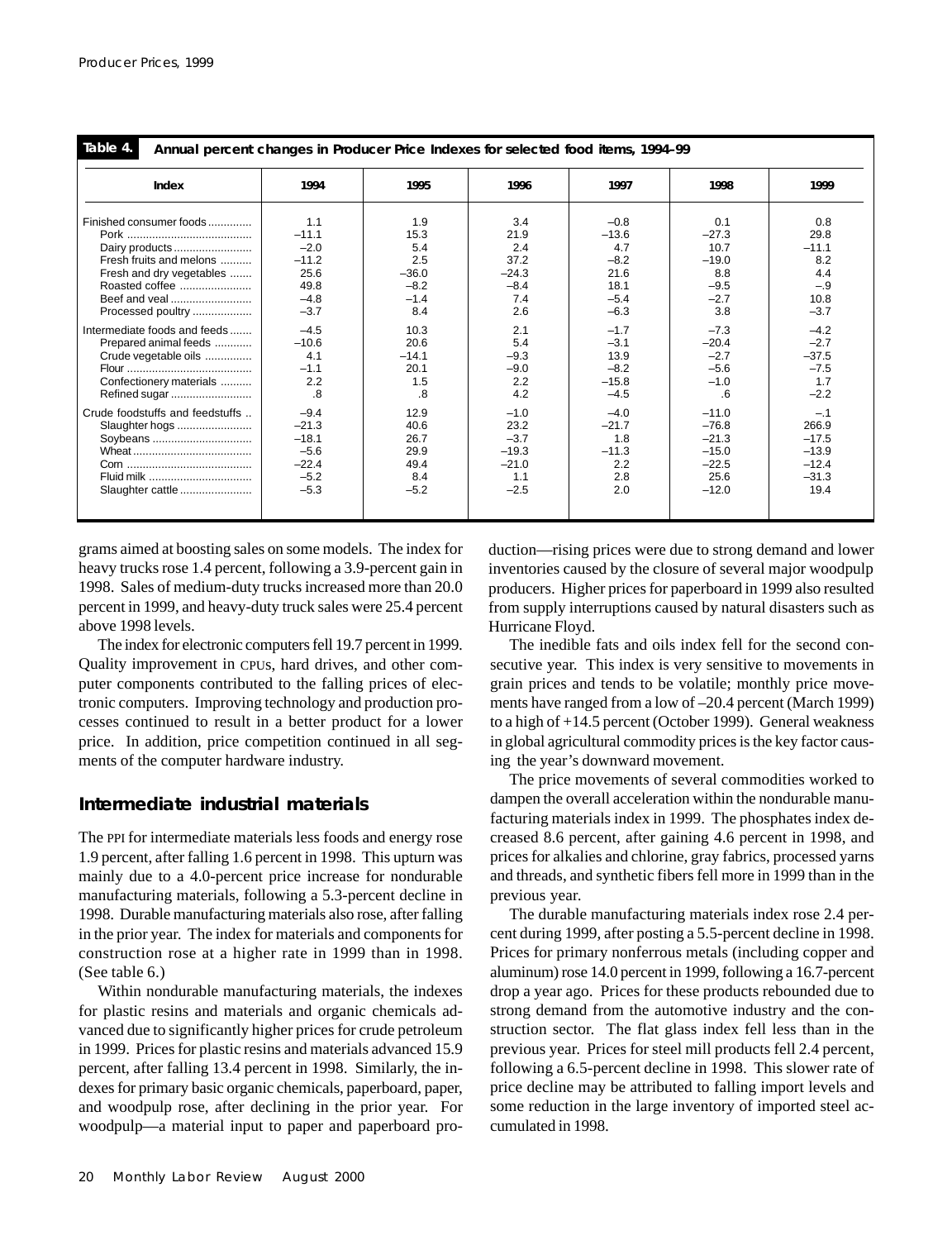**Table 4. Annual percent changes in Producer Price Indexes for selected food items, 1994–99**

| Index | 1994 | 1995 | 1996 | 1997 | 1998 | 1999 |
|---|---|---|---|---|---|---|
| Finished consumer foods | 1.1 | 1.9 | 3.4 | –0.8 | 0.1 | 0.8 |
| Pork | –11.1 | 15.3 | 21.9 | –13.6 | –27.3 | 29.8 |
| Dairy products | –2.0 | 5.4 | 2.4 | 4.7 | 10.7 | –11.1 |
| Fresh fruits and melons | –11.2 | 2.5 | 37.2 | –8.2 | –19.0 | 8.2 |
| Fresh and dry vegetables | 25.6 | –36.0 | –24.3 | 21.6 | 8.8 | 4.4 |
| Roasted coffee | 49.8 | –8.2 | –8.4 | 18.1 | –9.5 | –.9 |
| Beef and veal | –4.8 | –1.4 | 7.4 | –5.4 | –2.7 | 10.8 |
| Processed poultry | –3.7 | 8.4 | 2.6 | –6.3 | 3.8 | –3.7 |
| Intermediate foods and feeds | –4.5 | 10.3 | 2.1 | –1.7 | –7.3 | –4.2 |
| Prepared animal feeds | –10.6 | 20.6 | 5.4 | –3.1 | –20.4 | –2.7 |
| Crude vegetable oils | 4.1 | –14.1 | –9.3 | 13.9 | –2.7 | –37.5 |
| Flour | –1.1 | 20.1 | –9.0 | –8.2 | –5.6 | –7.5 |
| Confectionery materials | 2.2 | 1.5 | 2.2 | –15.8 | –1.0 | 1.7 |
| Refined sugar | .8 | .8 | 4.2 | –4.5 | .6 | –2.2 |
| Crude foodstuffs and feedstuffs | –9.4 | 12.9 | –1.0 | –4.0 | –11.0 | –.1 |
| Slaughter hogs | –21.3 | 40.6 | 23.2 | –21.7 | –76.8 | 266.9 |
| Soybeans | –18.1 | 26.7 | –3.7 | 1.8 | –21.3 | –17.5 |
| Wheat | –5.6 | 29.9 | –19.3 | –11.3 | –15.0 | –13.9 |
| Corn | –22.4 | 49.4 | –21.0 | 2.2 | –22.5 | –12.4 |
| Fluid milk | –5.2 | 8.4 | 1.1 | 2.8 | 25.6 | –31.3 |
| Slaughter cattle | –5.3 | –5.2 | –2.5 | 2.0 | –12.0 | 19.4 |

grams aimed at boosting sales on some models. The index for heavy trucks rose 1.4 percent, following a 3.9-percent gain in 1998. Sales of medium-duty trucks increased more than 20.0 percent in 1999, and heavy-duty truck sales were 25.4 percent above 1998 levels.

The index for electronic computers fell 19.7 percent in 1999. Quality improvement in CPUs, hard drives, and other computer components contributed to the falling prices of electronic computers. Improving technology and production processes continued to result in a better product for a lower price. In addition, price competition continued in all segments of the computer hardware industry.

## Intermediate industrial materials

The PPI for intermediate materials less foods and energy rose 1.9 percent, after falling 1.6 percent in 1998. This upturn was mainly due to a 4.0-percent price increase for nondurable manufacturing materials, following a 5.3-percent decline in 1998. Durable manufacturing materials also rose, after falling in the prior year. The index for materials and components for construction rose at a higher rate in 1999 than in 1998. (See table 6.)

Within nondurable manufacturing materials, the indexes for plastic resins and materials and organic chemicals advanced due to significantly higher prices for crude petroleum in 1999. Prices for plastic resins and materials advanced 15.9 percent, after falling 13.4 percent in 1998. Similarly, the indexes for primary basic organic chemicals, paperboard, paper, and woodpulp rose, after declining in the prior year. For woodpulp—a material input to paper and paperboard production—rising prices were due to strong demand and lower inventories caused by the closure of several major woodpulp producers. Higher prices for paperboard in 1999 also resulted from supply interruptions caused by natural disasters such as Hurricane Floyd.

The inedible fats and oils index fell for the second consecutive year. This index is very sensitive to movements in grain prices and tends to be volatile; monthly price movements have ranged from a low of –20.4 percent (March 1999) to a high of +14.5 percent (October 1999). General weakness in global agricultural commodity prices is the key factor causing the year's downward movement.

The price movements of several commodities worked to dampen the overall acceleration within the nondurable manufacturing materials index in 1999. The phosphates index decreased 8.6 percent, after gaining 4.6 percent in 1998, and prices for alkalies and chlorine, gray fabrics, processed yarns and threads, and synthetic fibers fell more in 1999 than in the previous year.

The durable manufacturing materials index rose 2.4 percent during 1999, after posting a 5.5-percent decline in 1998. Prices for primary nonferrous metals (including copper and aluminum) rose 14.0 percent in 1999, following a 16.7-percent drop a year ago. Prices for these products rebounded due to strong demand from the automotive industry and the construction sector. The flat glass index fell less than in the previous year. Prices for steel mill products fell 2.4 percent, following a 6.5-percent decline in 1998. This slower rate of price decline may be attributed to falling import levels and some reduction in the large inventory of imported steel accumulated in 1998.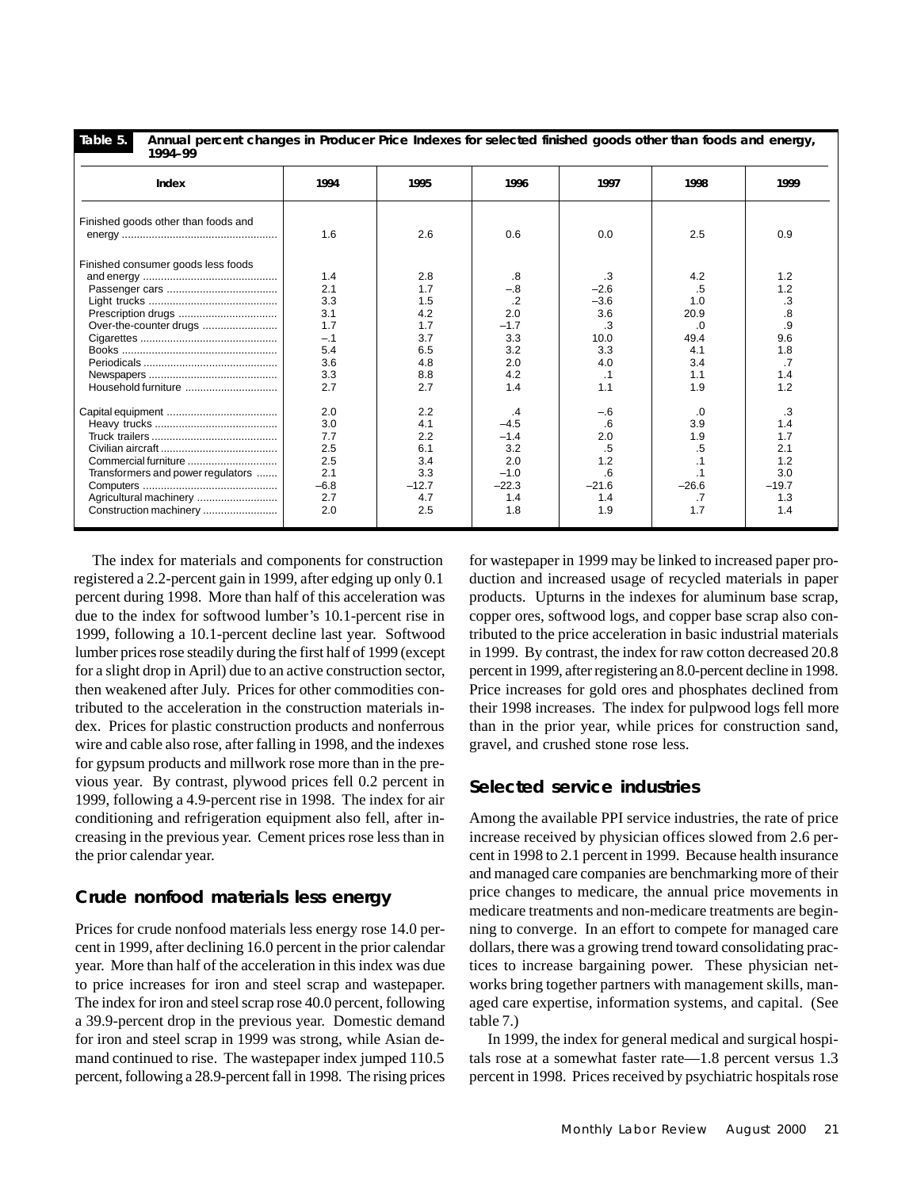**Table 5. Annual percent changes in Producer Price Indexes for selected finished goods other than foods and energy, 1994–99**

| Index | 1994 | 1995 | 1996 | 1997 | 1998 | 1999 |
|---|---|---|---|---|---|---|
| Finished goods other than foods and energy | 1.6 | 2.6 | 0.6 | 0.0 | 2.5 | 0.9 |
| Finished consumer goods less foods and energy | 1.4 | 2.8 | .8 | .3 | 4.2 | 1.2 |
| Passenger cars | 2.1 | 1.7 | –.8 | –2.6 | .5 | 1.2 |
| Light trucks | 3.3 | 1.5 | .2 | –3.6 | 1.0 | .3 |
| Prescription drugs | 3.1 | 4.2 | 2.0 | 3.6 | 20.9 | .8 |
| Over-the-counter drugs | 1.7 | 1.7 | –1.7 | .3 | .0 | .9 |
| Cigarettes | –.1 | 3.7 | 3.3 | 10.0 | 49.4 | 9.6 |
| Books | 5.4 | 6.5 | 3.2 | 3.3 | 4.1 | 1.8 |
| Periodicals | 3.6 | 4.8 | 2.0 | 4.0 | 3.4 | .7 |
| Newspapers | 3.3 | 8.8 | 4.2 | .1 | 1.1 | 1.4 |
| Household furniture | 2.7 | 2.7 | 1.4 | 1.1 | 1.9 | 1.2 |
| Capital equipment | 2.0 | 2.2 | .4 | –.6 | .0 | .3 |
| Heavy trucks | 3.0 | 4.1 | –4.5 | .6 | 3.9 | 1.4 |
| Truck trailers | 7.7 | 2.2 | –1.4 | 2.0 | 1.9 | 1.7 |
| Civilian aircraft | 2.5 | 6.1 | 3.2 | .5 | .5 | 2.1 |
| Commercial furniture | 2.5 | 3.4 | 2.0 | 1.2 | .1 | 1.2 |
| Transformers and power regulators | 2.1 | 3.3 | –1.0 | .6 | .1 | 3.0 |
| Computers | –6.8 | –12.7 | –22.3 | –21.6 | –26.6 | –19.7 |
| Agricultural machinery | 2.7 | 4.7 | 1.4 | 1.4 | .7 | 1.3 |
| Construction machinery | 2.0 | 2.5 | 1.8 | 1.9 | 1.7 | 1.4 |

The index for materials and components for construction registered a 2.2-percent gain in 1999, after edging up only 0.1 percent during 1998. More than half of this acceleration was due to the index for softwood lumber's 10.1-percent rise in 1999, following a 10.1-percent decline last year. Softwood lumber prices rose steadily during the first half of 1999 (except for a slight drop in April) due to an active construction sector, then weakened after July. Prices for other commodities contributed to the acceleration in the construction materials index. Prices for plastic construction products and nonferrous wire and cable also rose, after falling in 1998, and the indexes for gypsum products and millwork rose more than in the previous year. By contrast, plywood prices fell 0.2 percent in 1999, following a 4.9-percent rise in 1998. The index for air conditioning and refrigeration equipment also fell, after increasing in the previous year. Cement prices rose less than in the prior calendar year.

## Crude nonfood materials less energy

Prices for crude nonfood materials less energy rose 14.0 percent in 1999, after declining 16.0 percent in the prior calendar year. More than half of the acceleration in this index was due to price increases for iron and steel scrap and wastepaper. The index for iron and steel scrap rose 40.0 percent, following a 39.9-percent drop in the previous year. Domestic demand for iron and steel scrap in 1999 was strong, while Asian demand continued to rise. The wastepaper index jumped 110.5 percent, following a 28.9-percent fall in 1998. The rising prices for wastepaper in 1999 may be linked to increased paper production and increased usage of recycled materials in paper products. Upturns in the indexes for aluminum base scrap, copper ores, softwood logs, and copper base scrap also contributed to the price acceleration in basic industrial materials in 1999. By contrast, the index for raw cotton decreased 20.8 percent in 1999, after registering an 8.0-percent decline in 1998. Price increases for gold ores and phosphates declined from their 1998 increases. The index for pulpwood logs fell more than in the prior year, while prices for construction sand, gravel, and crushed stone rose less.

## Selected service industries

Among the available PPI service industries, the rate of price increase received by physician offices slowed from 2.6 percent in 1998 to 2.1 percent in 1999. Because health insurance and managed care companies are benchmarking more of their price changes to medicare, the annual price movements in medicare treatments and non-medicare treatments are beginning to converge. In an effort to compete for managed care dollars, there was a growing trend toward consolidating practices to increase bargaining power. These physician networks bring together partners with management skills, managed care expertise, information systems, and capital. (See table 7.)

In 1999, the index for general medical and surgical hospitals rose at a somewhat faster rate—1.8 percent versus 1.3 percent in 1998. Prices received by psychiatric hospitals rose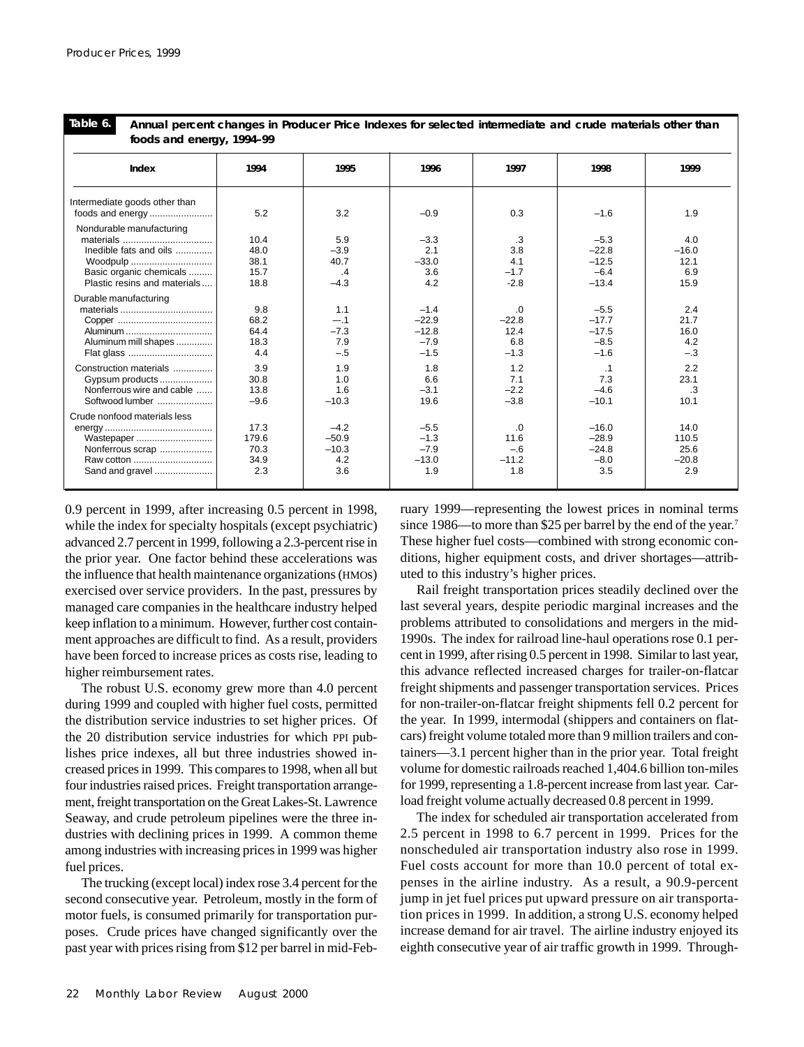**Table 6. Annual percent changes in Producer Price Indexes for selected intermediate and crude materials other than foods and energy, 1994–99**

| Index | 1994 | 1995 | 1996 | 1997 | 1998 | 1999 |
|---|---|---|---|---|---|---|
| Intermediate goods other than foods and energy | 5.2 | 3.2 | –0.9 | 0.3 | –1.6 | 1.9 |
| Nondurable manufacturing materials | 10.4 | 5.9 | –3.3 | .3 | –5.3 | 4.0 |
| Inedible fats and oils | 48.0 | –3.9 | 2.1 | 3.8 | –22.8 | –16.0 |
| Woodpulp | 38.1 | 40.7 | –33.0 | 4.1 | –12.5 | 12.1 |
| Basic organic chemicals | 15.7 | .4 | 3.6 | –1.7 | –6.4 | 6.9 |
| Plastic resins and materials | 18.8 | –4.3 | 4.2 | -2.8 | –13.4 | 15.9 |
| Durable manufacturing materials | 9.8 | 1.1 | –1.4 | .0 | –5.5 | 2.4 |
| Copper | 68.2 | —.1 | –22.9 | –22.8 | –17.7 | 21.7 |
| Aluminum | 64.4 | –7.3 | –12.8 | 12.4 | –17.5 | 16.0 |
| Aluminum mill shapes | 18.3 | 7.9 | –7.9 | 6.8 | –8.5 | 4.2 |
| Flat glass | 4.4 | –.5 | –1.5 | –1.3 | –1.6 | –.3 |
| Construction materials | 3.9 | 1.9 | 1.8 | 1.2 | .1 | 2.2 |
| Gypsum products | 30.8 | 1.0 | 6.6 | 7.1 | 7.3 | 23.1 |
| Nonferrous wire and cable | 13.8 | 1.6 | –3.1 | –2.2 | –4.6 | .3 |
| Softwood lumber | –9.6 | –10.3 | 19.6 | –3.8 | –10.1 | 10.1 |
| Crude nonfood materials less energy | 17.3 | –4.2 | –5.5 | .0 | –16.0 | 14.0 |
| Wastepaper | 179.6 | –50.9 | –1.3 | 11.6 | –28.9 | 110.5 |
| Nonferrous scrap | 70.3 | –10.3 | –7.9 | –.6 | –24.8 | 25.6 |
| Raw cotton | 34.9 | 4.2 | –13.0 | –11.2 | –8.0 | –20.8 |
| Sand and gravel | 2.3 | 3.6 | 1.9 | 1.8 | 3.5 | 2.9 |

0.9 percent in 1999, after increasing 0.5 percent in 1998, while the index for specialty hospitals (except psychiatric) advanced 2.7 percent in 1999, following a 2.3-percent rise in the prior year. One factor behind these accelerations was the influence that health maintenance organizations (HMOs) exercised over service providers. In the past, pressures by managed care companies in the healthcare industry helped keep inflation to a minimum. However, further cost containment approaches are difficult to find. As a result, providers have been forced to increase prices as costs rise, leading to higher reimbursement rates.

The robust U.S. economy grew more than 4.0 percent during 1999 and coupled with higher fuel costs, permitted the distribution service industries to set higher prices. Of the 20 distribution service industries for which PPI publishes price indexes, all but three industries showed increased prices in 1999. This compares to 1998, when all but four industries raised prices. Freight transportation arrangement, freight transportation on the Great Lakes-St. Lawrence Seaway, and crude petroleum pipelines were the three industries with declining prices in 1999. A common theme among industries with increasing prices in 1999 was higher fuel prices.

The trucking (except local) index rose 3.4 percent for the second consecutive year. Petroleum, mostly in the form of motor fuels, is consumed primarily for transportation purposes. Crude prices have changed significantly over the past year with prices rising from $12 per barrel in mid-February 1999—representing the lowest prices in nominal terms since 1986—to more than $25 per barrel by the end of the year.[7] These higher fuel costs—combined with strong economic conditions, higher equipment costs, and driver shortages—attributed to this industry's higher prices.

Rail freight transportation prices steadily declined over the last several years, despite periodic marginal increases and the problems attributed to consolidations and mergers in the mid-1990s. The index for railroad line-haul operations rose 0.1 percent in 1999, after rising 0.5 percent in 1998. Similar to last year, this advance reflected increased charges for trailer-on-flatcar freight shipments and passenger transportation services. Prices for non-trailer-on-flatcar freight shipments fell 0.2 percent for the year. In 1999, intermodal (shippers and containers on flatcars) freight volume totaled more than 9 million trailers and containers—3.1 percent higher than in the prior year. Total freight volume for domestic railroads reached 1,404.6 billion ton-miles for 1999, representing a 1.8-percent increase from last year. Carload freight volume actually decreased 0.8 percent in 1999.

The index for scheduled air transportation accelerated from 2.5 percent in 1998 to 6.7 percent in 1999. Prices for the nonscheduled air transportation industry also rose in 1999. Fuel costs account for more than 10.0 percent of total expenses in the airline industry. As a result, a 90.9-percent jump in jet fuel prices put upward pressure on air transportation prices in 1999. In addition, a strong U.S. economy helped increase demand for air travel. The airline industry enjoyed its eighth consecutive year of air traffic growth in 1999. Through-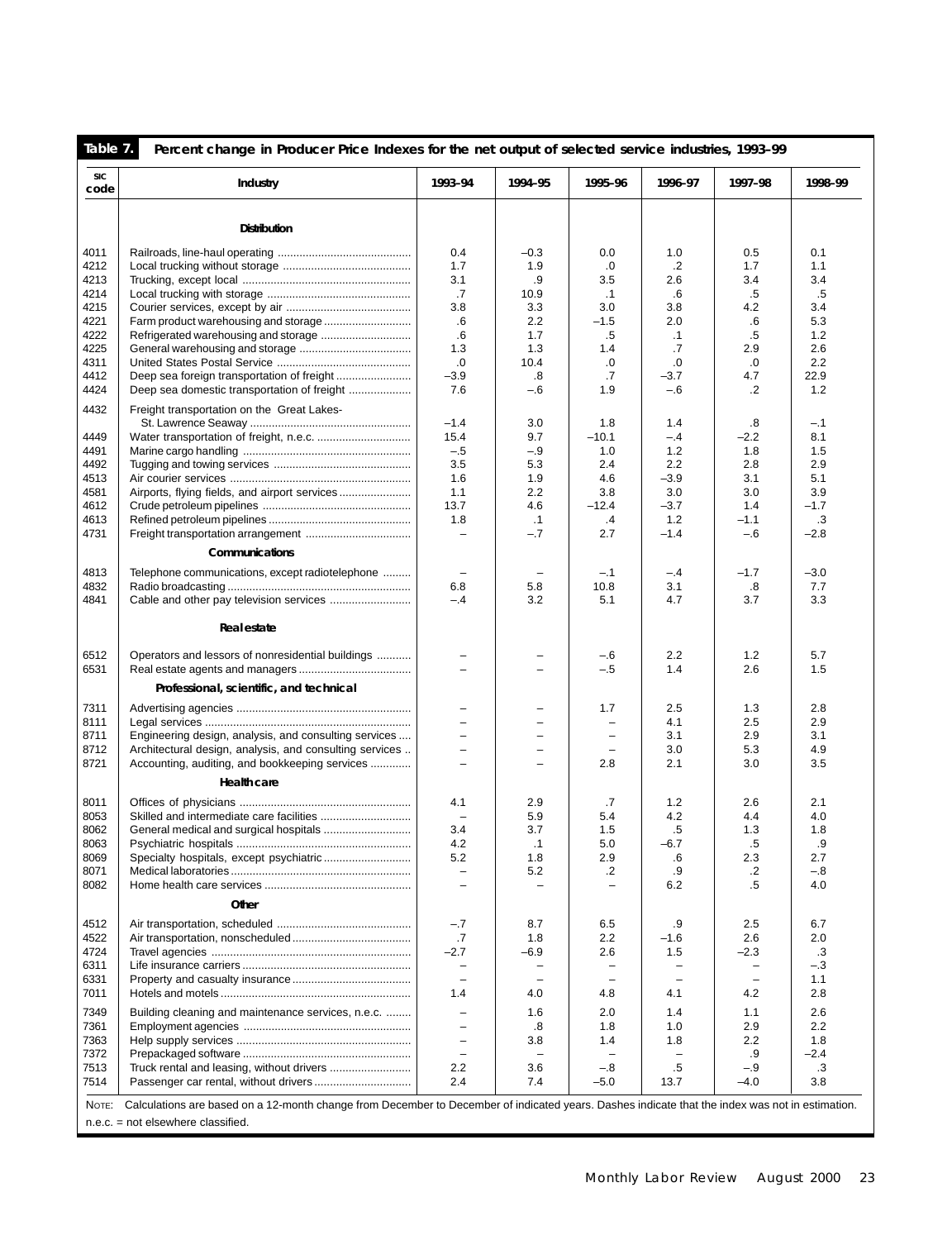**Table 7. Percent change in Producer Price Indexes for the net output of selected service industries, 1993–99**

| SIC code | Industry | 1993–94 | 1994–95 | 1995–96 | 1996–97 | 1997–98 | 1998–99 |
|---|---|---|---|---|---|---|---|
| | **Distribution** | | | | | | |
| 4011 | Railroads, line-haul operating | 0.4 | –0.3 | 0.0 | 1.0 | 0.5 | 0.1 |
| 4212 | Local trucking without storage | 1.7 | 1.9 | .0 | .2 | 1.7 | 1.1 |
| 4213 | Trucking, except local | 3.1 | .9 | 3.5 | 2.6 | 3.4 | 3.4 |
| 4214 | Local trucking with storage | .7 | 10.9 | .1 | .6 | .5 | .5 |
| 4215 | Courier services, except by air | 3.8 | 3.3 | 3.0 | 3.8 | 4.2 | 3.4 |
| 4221 | Farm product warehousing and storage | .6 | 2.2 | –1.5 | 2.0 | .6 | 5.3 |
| 4222 | Refrigerated warehousing and storage | .6 | 1.7 | .5 | .1 | .5 | 1.2 |
| 4225 | General warehousing and storage | 1.3 | 1.3 | 1.4 | .7 | 2.9 | 2.6 |
| 4311 | United States Postal Service | .0 | 10.4 | .0 | .0 | .0 | 2.2 |
| 4412 | Deep sea foreign transportation of freight | –3.9 | .8 | .7 | –3.7 | 4.7 | 22.9 |
| 4424 | Deep sea domestic transportation of freight | 7.6 | –.6 | 1.9 | –.6 | .2 | 1.2 |
| 4432 | Freight transportation on the Great Lakes-St. Lawrence Seaway | –1.4 | 3.0 | 1.8 | 1.4 | .8 | –.1 |
| 4449 | Water transportation of freight, n.e.c. | 15.4 | 9.7 | –10.1 | –.4 | –2.2 | 8.1 |
| 4491 | Marine cargo handling | –.5 | –.9 | 1.0 | 1.2 | 1.8 | 1.5 |
| 4492 | Tugging and towing services | 3.5 | 5.3 | 2.4 | 2.2 | 2.8 | 2.9 |
| 4513 | Air courier services | 1.6 | 1.9 | 4.6 | –3.9 | 3.1 | 5.1 |
| 4581 | Airports, flying fields, and airport services | 1.1 | 2.2 | 3.8 | 3.0 | 3.0 | 3.9 |
| 4612 | Crude petroleum pipelines | 13.7 | 4.6 | –12.4 | –3.7 | 1.4 | –1.7 |
| 4613 | Refined petroleum pipelines | 1.8 | .1 | .4 | 1.2 | –1.1 | .3 |
| 4731 | Freight transportation arrangement | – | –.7 | 2.7 | –1.4 | –.6 | –2.8 |
| | **Communications** | | | | | | |
| 4813 | Telephone communications, except radiotelephone | – | – | –.1 | –.4 | –1.7 | –3.0 |
| 4832 | Radio broadcasting | 6.8 | 5.8 | 10.8 | 3.1 | .8 | 7.7 |
| 4841 | Cable and other pay television services | –.4 | 3.2 | 5.1 | 4.7 | 3.7 | 3.3 |
| | **Real estate** | | | | | | |
| 6512 | Operators and lessors of nonresidential buildings | – | – | –.6 | 2.2 | 1.2 | 5.7 |
| 6531 | Real estate agents and managers | – | – | –.5 | 1.4 | 2.6 | 1.5 |
| | **Professional, scientific, and technical** | | | | | | |
| 7311 | Advertising agencies | – | – | 1.7 | 2.5 | 1.3 | 2.8 |
| 8111 | Legal services | – | – | – | 4.1 | 2.5 | 2.9 |
| 8711 | Engineering design, analysis, and consulting services | – | – | – | 3.1 | 2.9 | 3.1 |
| 8712 | Architectural design, analysis, and consulting services | – | – | – | 3.0 | 5.3 | 4.9 |
| 8721 | Accounting, auditing, and bookkeeping services | – | – | 2.8 | 2.1 | 3.0 | 3.5 |
| | **Health care** | | | | | | |
| 8011 | Offices of physicians | 4.1 | 2.9 | .7 | 1.2 | 2.6 | 2.1 |
| 8053 | Skilled and intermediate care facilities | – | 5.9 | 5.4 | 4.2 | 4.4 | 4.0 |
| 8062 | General medical and surgical hospitals | 3.4 | 3.7 | 1.5 | .5 | 1.3 | 1.8 |
| 8063 | Psychiatric hospitals | 4.2 | .1 | 5.0 | –6.7 | .5 | .9 |
| 8069 | Specialty hospitals, except psychiatric | 5.2 | 1.8 | 2.9 | .6 | 2.3 | 2.7 |
| 8071 | Medical laboratories | – | 5.2 | .2 | .9 | .2 | –.8 |
| 8082 | Home health care services | – | – | – | 6.2 | .5 | 4.0 |
| | **Other** | | | | | | |
| 4512 | Air transportation, scheduled | –.7 | 8.7 | 6.5 | .9 | 2.5 | 6.7 |
| 4522 | Air transportation, nonscheduled | .7 | 1.8 | 2.2 | –1.6 | 2.6 | 2.0 |
| 4724 | Travel agencies | –2.7 | –6.9 | 2.6 | 1.5 | –2.3 | .3 |
| 6311 | Life insurance carriers | – | – | – | – | – | –.3 |
| 6331 | Property and casualty insurance | – | – | – | – | – | 1.1 |
| 7011 | Hotels and motels | 1.4 | 4.0 | 4.8 | 4.1 | 4.2 | 2.8 |
| 7349 | Building cleaning and maintenance services, n.e.c. | – | 1.6 | 2.0 | 1.4 | 1.1 | 2.6 |
| 7361 | Employment agencies | – | .8 | 1.8 | 1.0 | 2.9 | 2.2 |
| 7363 | Help supply services | – | 3.8 | 1.4 | 1.8 | 2.2 | 1.8 |
| 7372 | Prepackaged software | – | – | – | – | .9 | –2.4 |
| 7513 | Truck rental and leasing, without drivers | 2.2 | 3.6 | –.8 | .5 | –.9 | .3 |
| 7514 | Passenger car rental, without drivers | 2.4 | 7.4 | –5.0 | 13.7 | –4.0 | 3.8 |

NOTE: Calculations are based on a 12-month change from December to December of indicated years. Dashes indicate that the index was not in estimation.
n.e.c. = not elsewhere classified.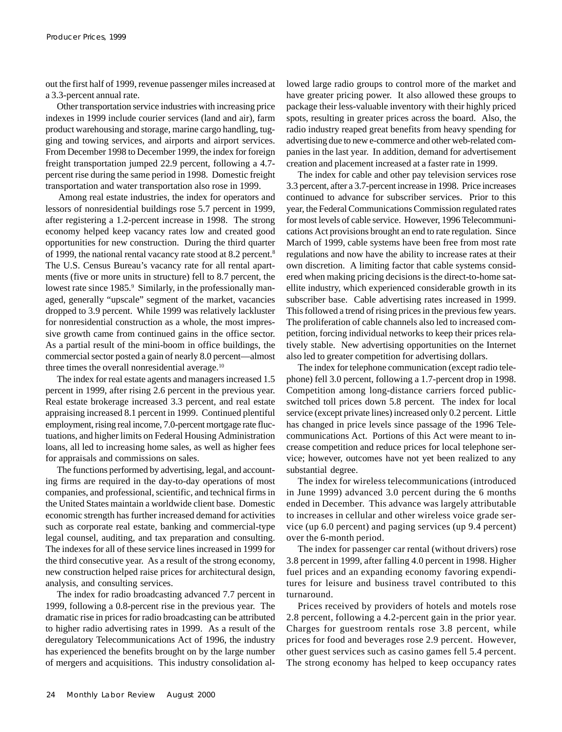out the first half of 1999, revenue passenger miles increased at a 3.3-percent annual rate.

Other transportation service industries with increasing price indexes in 1999 include courier services (land and air), farm product warehousing and storage, marine cargo handling, tugging and towing services, and airports and airport services. From December 1998 to December 1999, the index for foreign freight transportation jumped 22.9 percent, following a 4.7-percent rise during the same period in 1998. Domestic freight transportation and water transportation also rose in 1999.

Among real estate industries, the index for operators and lessors of nonresidential buildings rose 5.7 percent in 1999, after registering a 1.2-percent increase in 1998. The strong economy helped keep vacancy rates low and created good opportunities for new construction. During the third quarter of 1999, the national rental vacancy rate stood at 8.2 percent.[8] The U.S. Census Bureau's vacancy rate for all rental apartments (five or more units in structure) fell to 8.7 percent, the lowest rate since 1985.[9] Similarly, in the professionally managed, generally "upscale" segment of the market, vacancies dropped to 3.9 percent. While 1999 was relatively lackluster for nonresidential construction as a whole, the most impressive growth came from continued gains in the office sector. As a partial result of the mini-boom in office buildings, the commercial sector posted a gain of nearly 8.0 percent—almost three times the overall nonresidential average.[10]

The index for real estate agents and managers increased 1.5 percent in 1999, after rising 2.6 percent in the previous year. Real estate brokerage increased 3.3 percent, and real estate appraising increased 8.1 percent in 1999. Continued plentiful employment, rising real income, 7.0-percent mortgage rate fluctuations, and higher limits on Federal Housing Administration loans, all led to increasing home sales, as well as higher fees for appraisals and commissions on sales.

The functions performed by advertising, legal, and accounting firms are required in the day-to-day operations of most companies, and professional, scientific, and technical firms in the United States maintain a worldwide client base. Domestic economic strength has further increased demand for activities such as corporate real estate, banking and commercial-type legal counsel, auditing, and tax preparation and consulting. The indexes for all of these service lines increased in 1999 for the third consecutive year. As a result of the strong economy, new construction helped raise prices for architectural design, analysis, and consulting services.

The index for radio broadcasting advanced 7.7 percent in 1999, following a 0.8-percent rise in the previous year. The dramatic rise in prices for radio broadcasting can be attributed to higher radio advertising rates in 1999. As a result of the deregulatory Telecommunications Act of 1996, the industry has experienced the benefits brought on by the large number of mergers and acquisitions. This industry consolidation allowed large radio groups to control more of the market and have greater pricing power. It also allowed these groups to package their less-valuable inventory with their highly priced spots, resulting in greater prices across the board. Also, the radio industry reaped great benefits from heavy spending for advertising due to new e-commerce and other web-related companies in the last year. In addition, demand for advertisement creation and placement increased at a faster rate in 1999.

The index for cable and other pay television services rose 3.3 percent, after a 3.7-percent increase in 1998. Price increases continued to advance for subscriber services. Prior to this year, the Federal Communications Commission regulated rates for most levels of cable service. However, 1996 Telecommunications Act provisions brought an end to rate regulation. Since March of 1999, cable systems have been free from most rate regulations and now have the ability to increase rates at their own discretion. A limiting factor that cable systems considered when making pricing decisions is the direct-to-home satellite industry, which experienced considerable growth in its subscriber base. Cable advertising rates increased in 1999. This followed a trend of rising prices in the previous few years. The proliferation of cable channels also led to increased competition, forcing individual networks to keep their prices relatively stable. New advertising opportunities on the Internet also led to greater competition for advertising dollars.

The index for telephone communication (except radio telephone) fell 3.0 percent, following a 1.7-percent drop in 1998. Competition among long-distance carriers forced public-switched toll prices down 5.8 percent. The index for local service (except private lines) increased only 0.2 percent. Little has changed in price levels since passage of the 1996 Telecommunications Act. Portions of this Act were meant to increase competition and reduce prices for local telephone service; however, outcomes have not yet been realized to any substantial degree.

The index for wireless telecommunications (introduced in June 1999) advanced 3.0 percent during the 6 months ended in December. This advance was largely attributable to increases in cellular and other wireless voice grade service (up 6.0 percent) and paging services (up 9.4 percent) over the 6-month period.

The index for passenger car rental (without drivers) rose 3.8 percent in 1999, after falling 4.0 percent in 1998. Higher fuel prices and an expanding economy favoring expenditures for leisure and business travel contributed to this turnaround.

Prices received by providers of hotels and motels rose 2.8 percent, following a 4.2-percent gain in the prior year. Charges for guestroom rentals rose 3.8 percent, while prices for food and beverages rose 2.9 percent. However, other guest services such as casino games fell 5.4 percent. The strong economy has helped to keep occupancy rates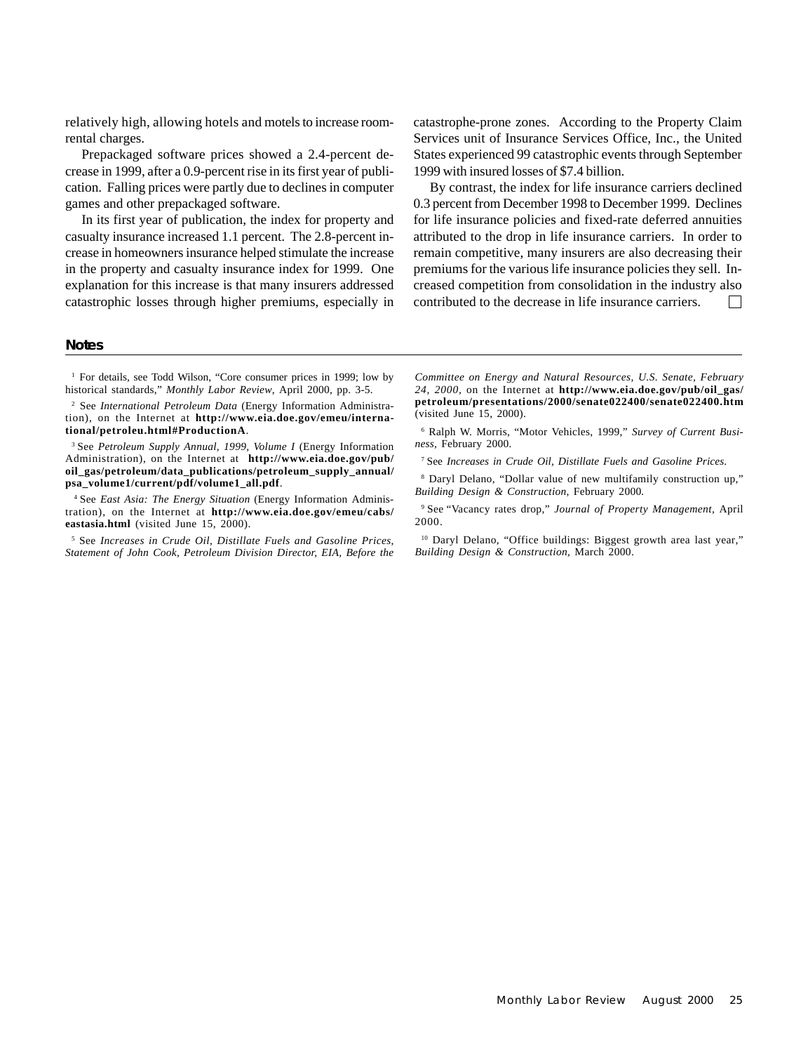relatively high, allowing hotels and motels to increase room-rental charges.

Prepackaged software prices showed a 2.4-percent decrease in 1999, after a 0.9-percent rise in its first year of publication. Falling prices were partly due to declines in computer games and other prepackaged software.

In its first year of publication, the index for property and casualty insurance increased 1.1 percent. The 2.8-percent increase in homeowners insurance helped stimulate the increase in the property and casualty insurance index for 1999. One explanation for this increase is that many insurers addressed catastrophic losses through higher premiums, especially in catastrophe-prone zones. According to the Property Claim Services unit of Insurance Services Office, Inc., the United States experienced 99 catastrophic events through September 1999 with insured losses of $7.4 billion.

By contrast, the index for life insurance carriers declined 0.3 percent from December 1998 to December 1999. Declines for life insurance policies and fixed-rate deferred annuities attributed to the drop in life insurance carriers. In order to remain competitive, many insurers are also decreasing their premiums for the various life insurance policies they sell. Increased competition from consolidation in the industry also contributed to the decrease in life insurance carriers. □

## Notes

[1] For details, see Todd Wilson, "Core consumer prices in 1999; low by historical standards," *Monthly Labor Review*, April 2000, pp. 3-5.

[2] See *International Petroleum Data* (Energy Information Administration), on the Internet at **http://www.eia.doe.gov/emeu/international/petroleu.html#ProductionA**.

[3] See *Petroleum Supply Annual, 1999, Volume I* (Energy Information Administration), on the Internet at **http://www.eia.doe.gov/pub/oil_gas/petroleum/data_publications/petroleum_supply_annual/psa_volume1/current/pdf/volume1_all.pdf**.

[4] See *East Asia: The Energy Situation* (Energy Information Administration), on the Internet at **http://www.eia.doe.gov/emeu/cabs/eastasia.html** (visited June 15, 2000).

[5] See *Increases in Crude Oil, Distillate Fuels and Gasoline Prices, Statement of John Cook, Petroleum Division Director, EIA, Before the Committee on Energy and Natural Resources, U.S. Senate, February 24, 2000*, on the Internet at **http://www.eia.doe.gov/pub/oil_gas/petroleum/presentations/2000/senate022400/senate022400.htm** (visited June 15, 2000).

[6] Ralph W. Morris, "Motor Vehicles, 1999," *Survey of Current Business*, February 2000.

[7] See *Increases in Crude Oil, Distillate Fuels and Gasoline Prices.*

[8] Daryl Delano, "Dollar value of new multifamily construction up," *Building Design & Construction*, February 2000.

[9] See "Vacancy rates drop," *Journal of Property Management*, April 2000.

[10] Daryl Delano, "Office buildings: Biggest growth area last year," *Building Design & Construction*, March 2000.